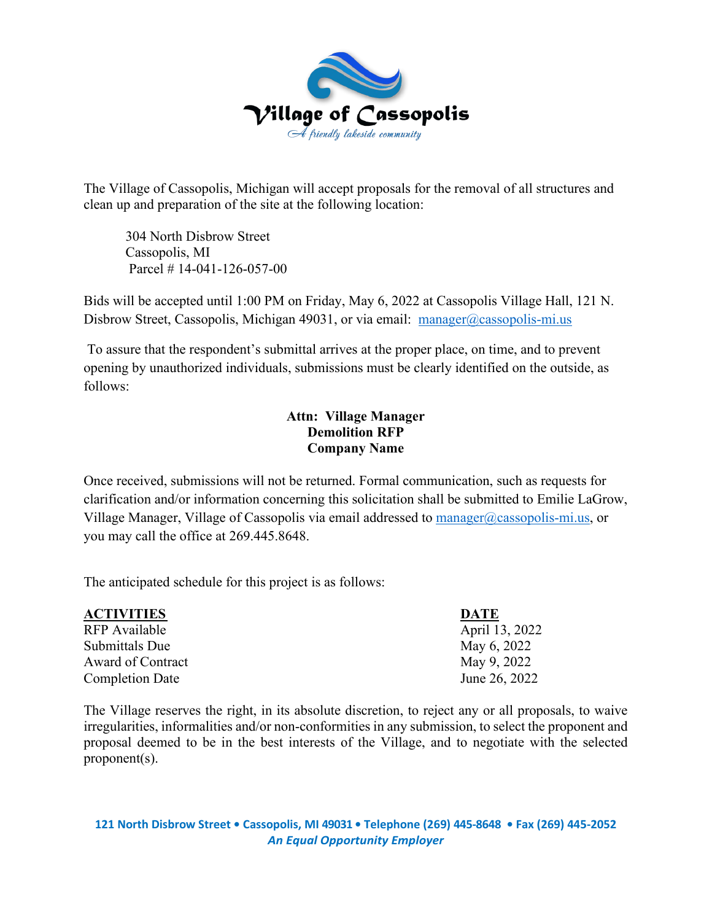# Village of Cassopolis

*A friendly lakeside community*

The Village of Cassopolis, Michigan will accept proposals for the removal of all structures and clean up and preparation of the site at the following location:

> 304 North Disbrow Street
> Cassopolis, MI
> Parcel # 14-041-126-057-00

Bids will be accepted until 1:00 PM on Friday, May 6, 2022 at Cassopolis Village Hall, 121 N. Disbrow Street, Cassopolis, Michigan 49031, or via email: manager@cassopolis-mi.us

To assure that the respondent's submittal arrives at the proper place, on time, and to prevent opening by unauthorized individuals, submissions must be clearly identified on the outside, as follows:

**Attn: Village Manager**
**Demolition RFP**
**Company Name**

Once received, submissions will not be returned. Formal communication, such as requests for clarification and/or information concerning this solicitation shall be submitted to Emilie LaGrow, Village Manager, Village of Cassopolis via email addressed to manager@cassopolis-mi.us, or you may call the office at 269.445.8648.

The anticipated schedule for this project is as follows:

| **ACTIVITIES** | **DATE** |
| --- | --- |
| RFP Available | April 13, 2022 |
| Submittals Due | May 6, 2022 |
| Award of Contract | May 9, 2022 |
| Completion Date | June 26, 2022 |

The Village reserves the right, in its absolute discretion, to reject any or all proposals, to waive irregularities, informalities and/or non-conformities in any submission, to select the proponent and proposal deemed to be in the best interests of the Village, and to negotiate with the selected proponent(s).

**121 North Disbrow Street • Cassopolis, MI 49031 • Telephone (269) 445-8648 • Fax (269) 445-2052**
***An Equal Opportunity Employer***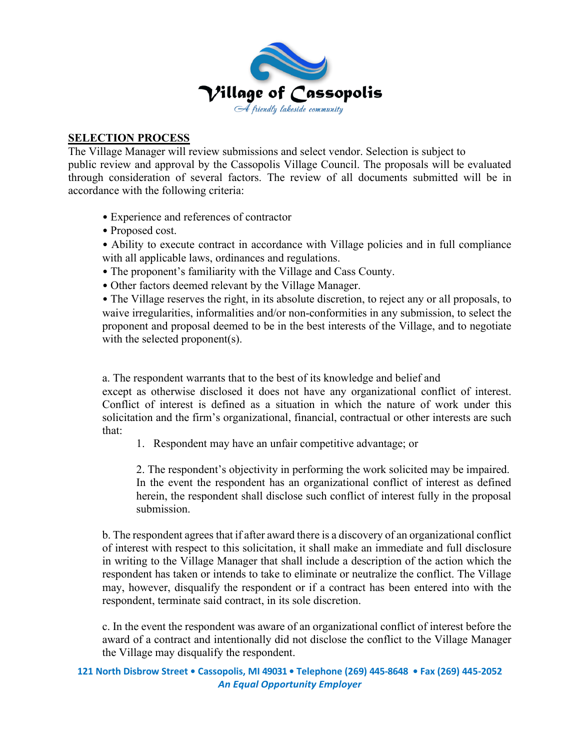## SELECTION PROCESS

The Village Manager will review submissions and select vendor. Selection is subject to public review and approval by the Cassopolis Village Council. The proposals will be evaluated through consideration of several factors. The review of all documents submitted will be in accordance with the following criteria:

- Experience and references of contractor
- Proposed cost.
- Ability to execute contract in accordance with Village policies and in full compliance with all applicable laws, ordinances and regulations.
- The proponent's familiarity with the Village and Cass County.
- Other factors deemed relevant by the Village Manager.
- The Village reserves the right, in its absolute discretion, to reject any or all proposals, to waive irregularities, informalities and/or non-conformities in any submission, to select the proponent and proposal deemed to be in the best interests of the Village, and to negotiate with the selected proponent(s).

a. The respondent warrants that to the best of its knowledge and belief and except as otherwise disclosed it does not have any organizational conflict of interest. Conflict of interest is defined as a situation in which the nature of work under this solicitation and the firm's organizational, financial, contractual or other interests are such that:

1. Respondent may have an unfair competitive advantage; or

2. The respondent's objectivity in performing the work solicited may be impaired. In the event the respondent has an organizational conflict of interest as defined herein, the respondent shall disclose such conflict of interest fully in the proposal submission.

b. The respondent agrees that if after award there is a discovery of an organizational conflict of interest with respect to this solicitation, it shall make an immediate and full disclosure in writing to the Village Manager that shall include a description of the action which the respondent has taken or intends to take to eliminate or neutralize the conflict. The Village may, however, disqualify the respondent or if a contract has been entered into with the respondent, terminate said contract, in its sole discretion.

c. In the event the respondent was aware of an organizational conflict of interest before the award of a contract and intentionally did not disclose the conflict to the Village Manager the Village may disqualify the respondent.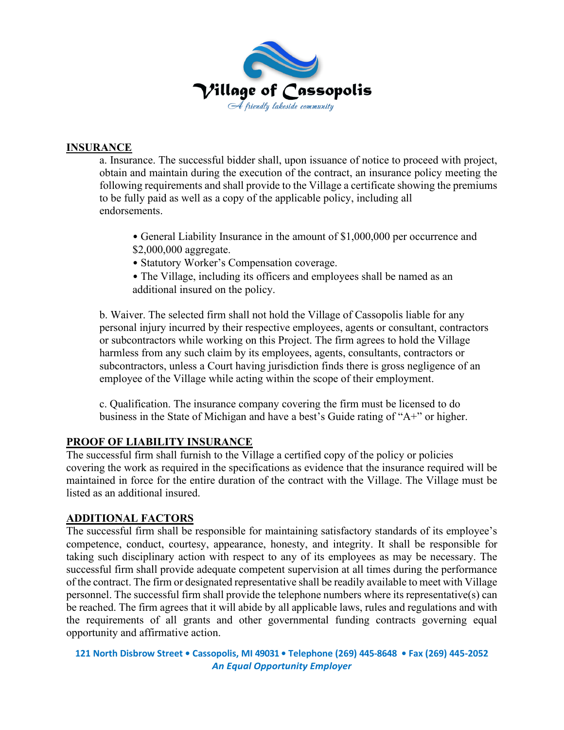## INSURANCE

a. Insurance. The successful bidder shall, upon issuance of notice to proceed with project, obtain and maintain during the execution of the contract, an insurance policy meeting the following requirements and shall provide to the Village a certificate showing the premiums to be fully paid as well as a copy of the applicable policy, including all endorsements.

- General Liability Insurance in the amount of $1,000,000 per occurrence and $2,000,000 aggregate.
- Statutory Worker's Compensation coverage.
- The Village, including its officers and employees shall be named as an additional insured on the policy.

b. Waiver. The selected firm shall not hold the Village of Cassopolis liable for any personal injury incurred by their respective employees, agents or consultant, contractors or subcontractors while working on this Project. The firm agrees to hold the Village harmless from any such claim by its employees, agents, consultants, contractors or subcontractors, unless a Court having jurisdiction finds there is gross negligence of an employee of the Village while acting within the scope of their employment.

c. Qualification. The insurance company covering the firm must be licensed to do business in the State of Michigan and have a best's Guide rating of "A+" or higher.

## PROOF OF LIABILITY INSURANCE

The successful firm shall furnish to the Village a certified copy of the policy or policies covering the work as required in the specifications as evidence that the insurance required will be maintained in force for the entire duration of the contract with the Village. The Village must be listed as an additional insured.

## ADDITIONAL FACTORS

The successful firm shall be responsible for maintaining satisfactory standards of its employee's competence, conduct, courtesy, appearance, honesty, and integrity. It shall be responsible for taking such disciplinary action with respect to any of its employees as may be necessary. The successful firm shall provide adequate competent supervision at all times during the performance of the contract. The firm or designated representative shall be readily available to meet with Village personnel. The successful firm shall provide the telephone numbers where its representative(s) can be reached. The firm agrees that it will abide by all applicable laws, rules and regulations and with the requirements of all grants and other governmental funding contracts governing equal opportunity and affirmative action.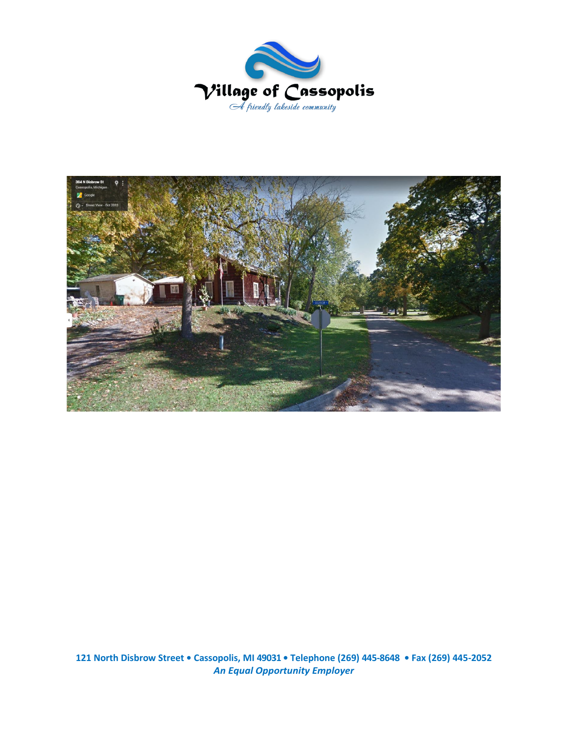Village of Cassopolis

*A friendly lakeside community*

**121 North Disbrow Street • Cassopolis, MI 49031 • Telephone (269) 445-8648 • Fax (269) 445-2052**
***An Equal Opportunity Employer***